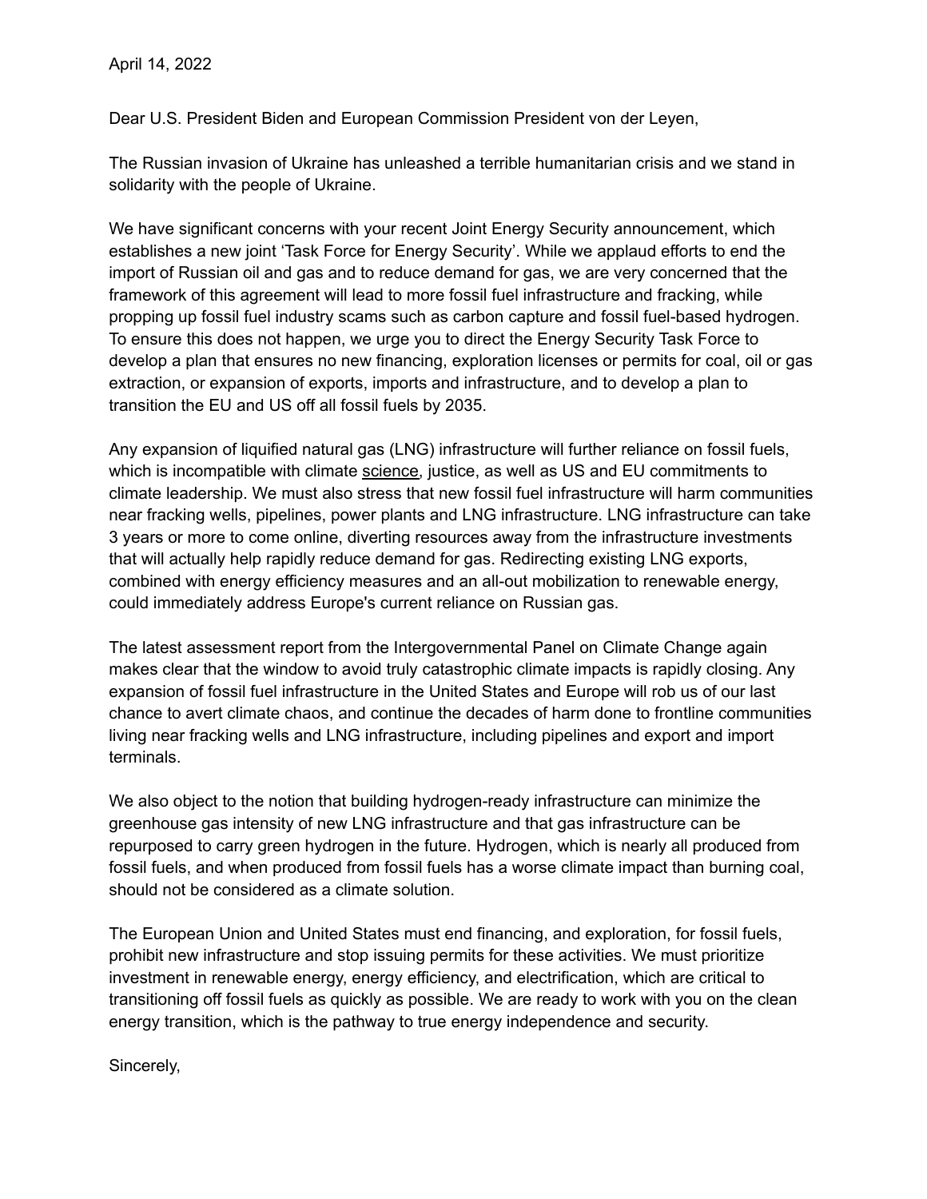April 14, 2022

Dear U.S. President Biden and European Commission President von der Leyen,

The Russian invasion of Ukraine has unleashed a terrible humanitarian crisis and we stand in solidarity with the people of Ukraine.

We have significant concerns with your recent Joint Energy Security announcement, which establishes a new joint 'Task Force for Energy Security'. While we applaud efforts to end the import of Russian oil and gas and to reduce demand for gas, we are very concerned that the framework of this agreement will lead to more fossil fuel infrastructure and fracking, while propping up fossil fuel industry scams such as carbon capture and fossil fuel-based hydrogen. To ensure this does not happen, we urge you to direct the Energy Security Task Force to develop a plan that ensures no new financing, exploration licenses or permits for coal, oil or gas extraction, or expansion of exports, imports and infrastructure, and to develop a plan to transition the EU and US off all fossil fuels by 2035.

Any expansion of liquified natural gas (LNG) infrastructure will further reliance on fossil fuels, which is incompatible with climate science, justice, as well as US and EU commitments to climate leadership. We must also stress that new fossil fuel infrastructure will harm communities near fracking wells, pipelines, power plants and LNG infrastructure. LNG infrastructure can take 3 years or more to come online, diverting resources away from the infrastructure investments that will actually help rapidly reduce demand for gas. Redirecting existing LNG exports, combined with energy efficiency measures and an all-out mobilization to renewable energy, could immediately address Europe's current reliance on Russian gas.

The latest assessment report from the Intergovernmental Panel on Climate Change again makes clear that the window to avoid truly catastrophic climate impacts is rapidly closing. Any expansion of fossil fuel infrastructure in the United States and Europe will rob us of our last chance to avert climate chaos, and continue the decades of harm done to frontline communities living near fracking wells and LNG infrastructure, including pipelines and export and import terminals.

We also object to the notion that building hydrogen-ready infrastructure can minimize the greenhouse gas intensity of new LNG infrastructure and that gas infrastructure can be repurposed to carry green hydrogen in the future. Hydrogen, which is nearly all produced from fossil fuels, and when produced from fossil fuels has a worse climate impact than burning coal, should not be considered as a climate solution.

The European Union and United States must end financing, and exploration, for fossil fuels, prohibit new infrastructure and stop issuing permits for these activities. We must prioritize investment in renewable energy, energy efficiency, and electrification, which are critical to transitioning off fossil fuels as quickly as possible. We are ready to work with you on the clean energy transition, which is the pathway to true energy independence and security.

Sincerely,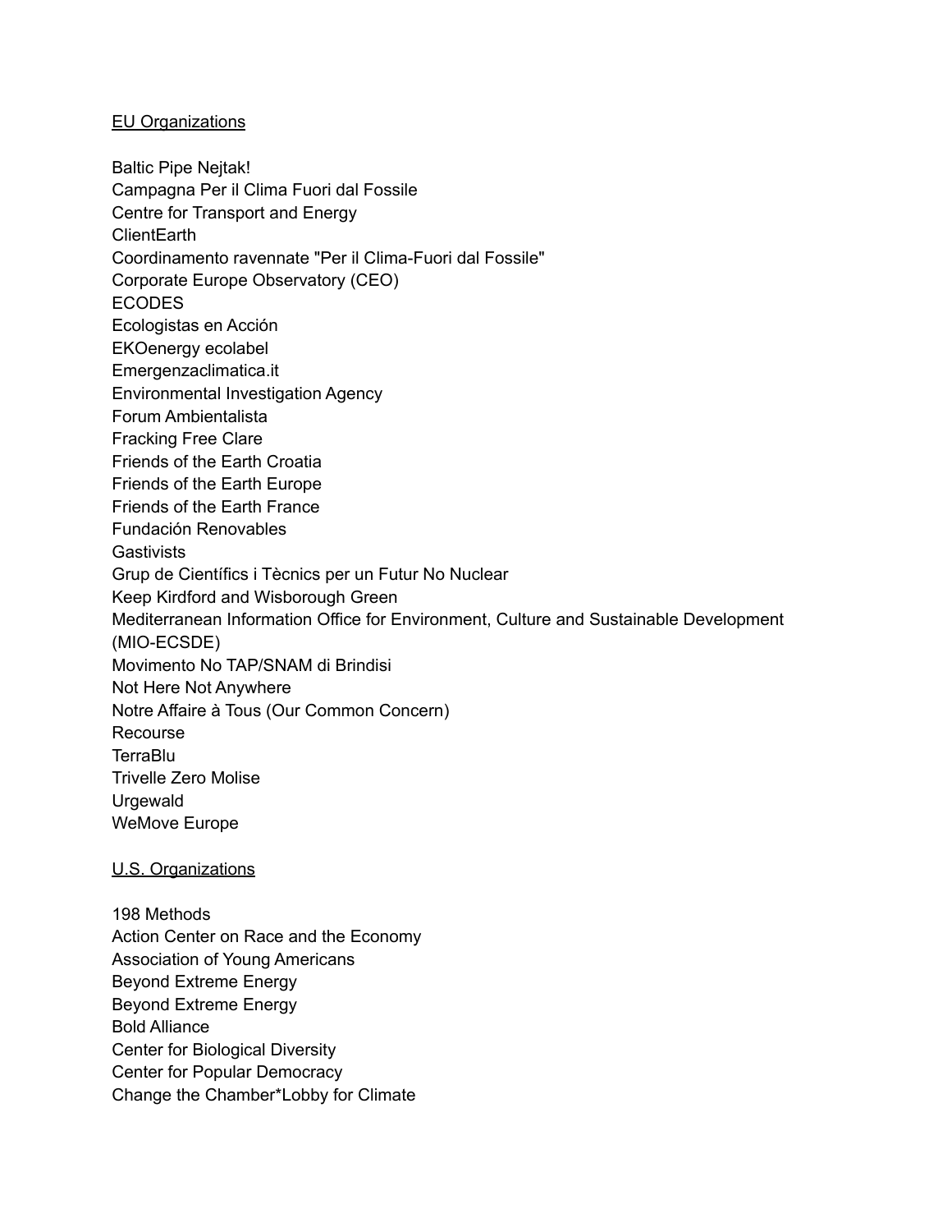<u>EU Organizations</u>

Baltic Pipe Nejtak!
Campagna Per il Clima Fuori dal Fossile
Centre for Transport and Energy
ClientEarth
Coordinamento ravennate "Per il Clima-Fuori dal Fossile"
Corporate Europe Observatory (CEO)
ECODES
Ecologistas en Acción
EKOenergy ecolabel
Emergenzaclimatica.it
Environmental Investigation Agency
Forum Ambientalista
Fracking Free Clare
Friends of the Earth Croatia
Friends of the Earth Europe
Friends of the Earth France
Fundación Renovables
Gastivists
Grup de Científics i Tècnics per un Futur No Nuclear
Keep Kirdford and Wisborough Green
Mediterranean Information Office for Environment, Culture and Sustainable Development (MIO-ECSDE)
Movimento No TAP/SNAM di Brindisi
Not Here Not Anywhere
Notre Affaire à Tous (Our Common Concern)
Recourse
TerraBlu
Trivelle Zero Molise
Urgewald
WeMove Europe

<u>U.S. Organizations</u>

198 Methods
Action Center on Race and the Economy
Association of Young Americans
Beyond Extreme Energy
Beyond Extreme Energy
Bold Alliance
Center for Biological Diversity
Center for Popular Democracy
Change the Chamber*Lobby for Climate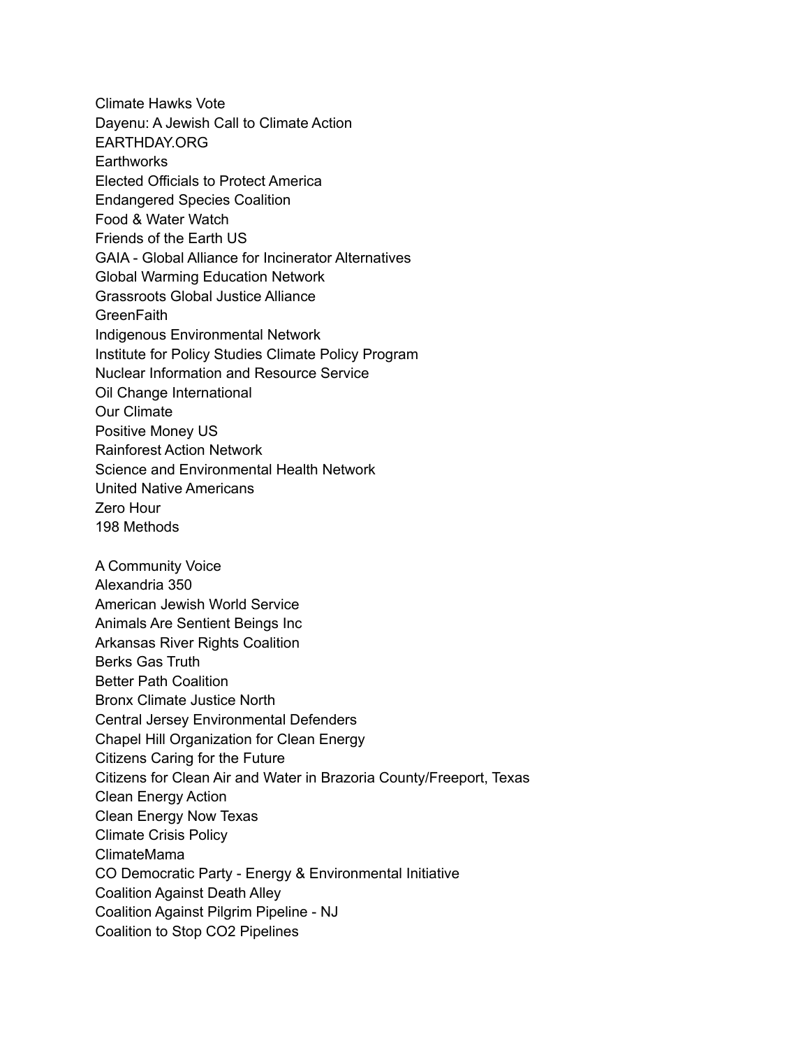Climate Hawks Vote
Dayenu: A Jewish Call to Climate Action
EARTHDAY.ORG
Earthworks
Elected Officials to Protect America
Endangered Species Coalition
Food & Water Watch
Friends of the Earth US
GAIA - Global Alliance for Incinerator Alternatives
Global Warming Education Network
Grassroots Global Justice Alliance
GreenFaith
Indigenous Environmental Network
Institute for Policy Studies Climate Policy Program
Nuclear Information and Resource Service
Oil Change International
Our Climate
Positive Money US
Rainforest Action Network
Science and Environmental Health Network
United Native Americans
Zero Hour
198 Methods

A Community Voice
Alexandria 350
American Jewish World Service
Animals Are Sentient Beings Inc
Arkansas River Rights Coalition
Berks Gas Truth
Better Path Coalition
Bronx Climate Justice North
Central Jersey Environmental Defenders
Chapel Hill Organization for Clean Energy
Citizens Caring for the Future
Citizens for Clean Air and Water in Brazoria County/Freeport, Texas
Clean Energy Action
Clean Energy Now Texas
Climate Crisis Policy
ClimateMama
CO Democratic Party - Energy & Environmental Initiative
Coalition Against Death Alley
Coalition Against Pilgrim Pipeline - NJ
Coalition to Stop CO2 Pipelines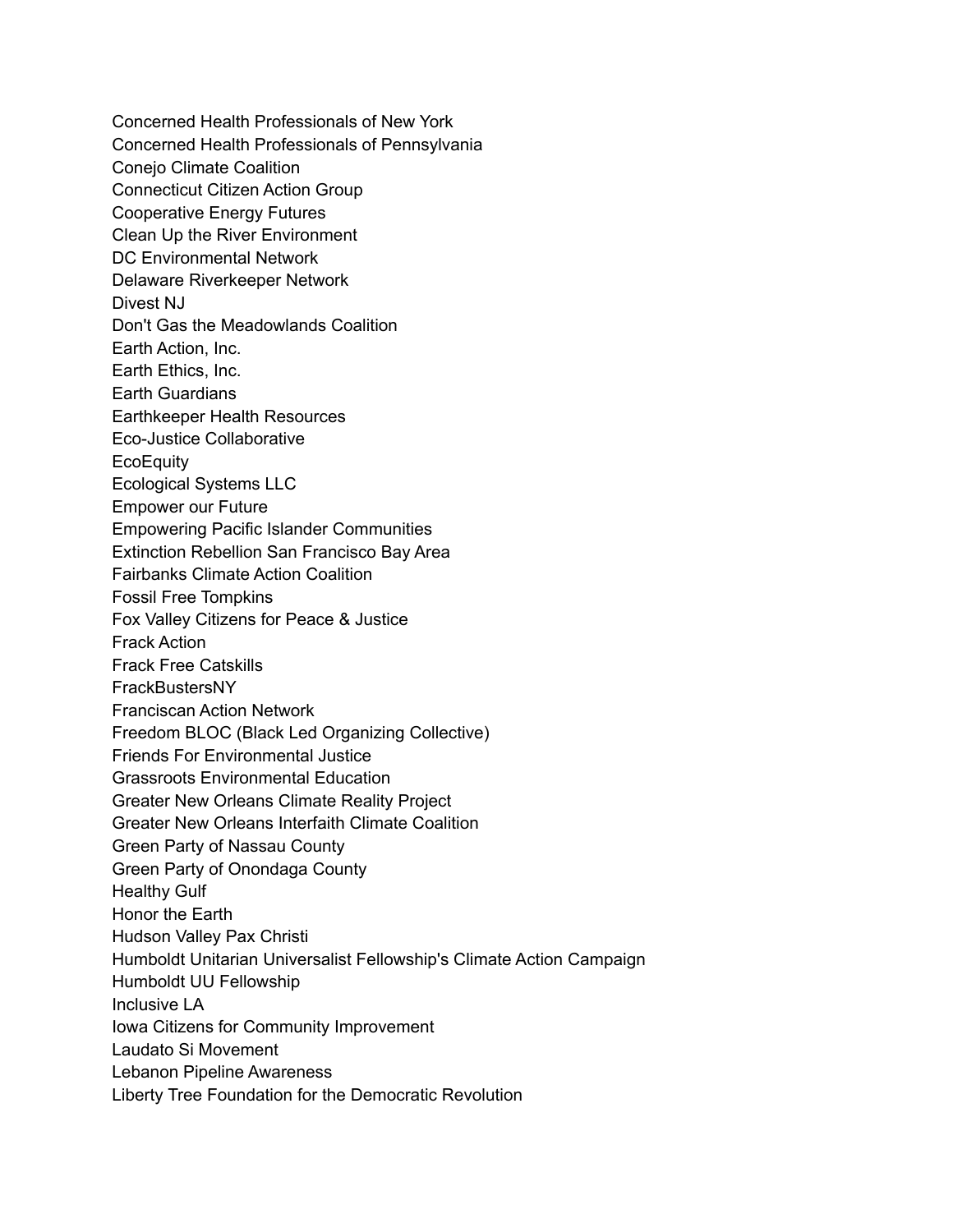Concerned Health Professionals of New York
Concerned Health Professionals of Pennsylvania
Conejo Climate Coalition
Connecticut Citizen Action Group
Cooperative Energy Futures
Clean Up the River Environment
DC Environmental Network
Delaware Riverkeeper Network
Divest NJ
Don't Gas the Meadowlands Coalition
Earth Action, Inc.
Earth Ethics, Inc.
Earth Guardians
Earthkeeper Health Resources
Eco-Justice Collaborative
EcoEquity
Ecological Systems LLC
Empower our Future
Empowering Pacific Islander Communities
Extinction Rebellion San Francisco Bay Area
Fairbanks Climate Action Coalition
Fossil Free Tompkins
Fox Valley Citizens for Peace & Justice
Frack Action
Frack Free Catskills
FrackBustersNY
Franciscan Action Network
Freedom BLOC (Black Led Organizing Collective)
Friends For Environmental Justice
Grassroots Environmental Education
Greater New Orleans Climate Reality Project
Greater New Orleans Interfaith Climate Coalition
Green Party of Nassau County
Green Party of Onondaga County
Healthy Gulf
Honor the Earth
Hudson Valley Pax Christi
Humboldt Unitarian Universalist Fellowship's Climate Action Campaign
Humboldt UU Fellowship
Inclusive LA
Iowa Citizens for Community Improvement
Laudato Si Movement
Lebanon Pipeline Awareness
Liberty Tree Foundation for the Democratic Revolution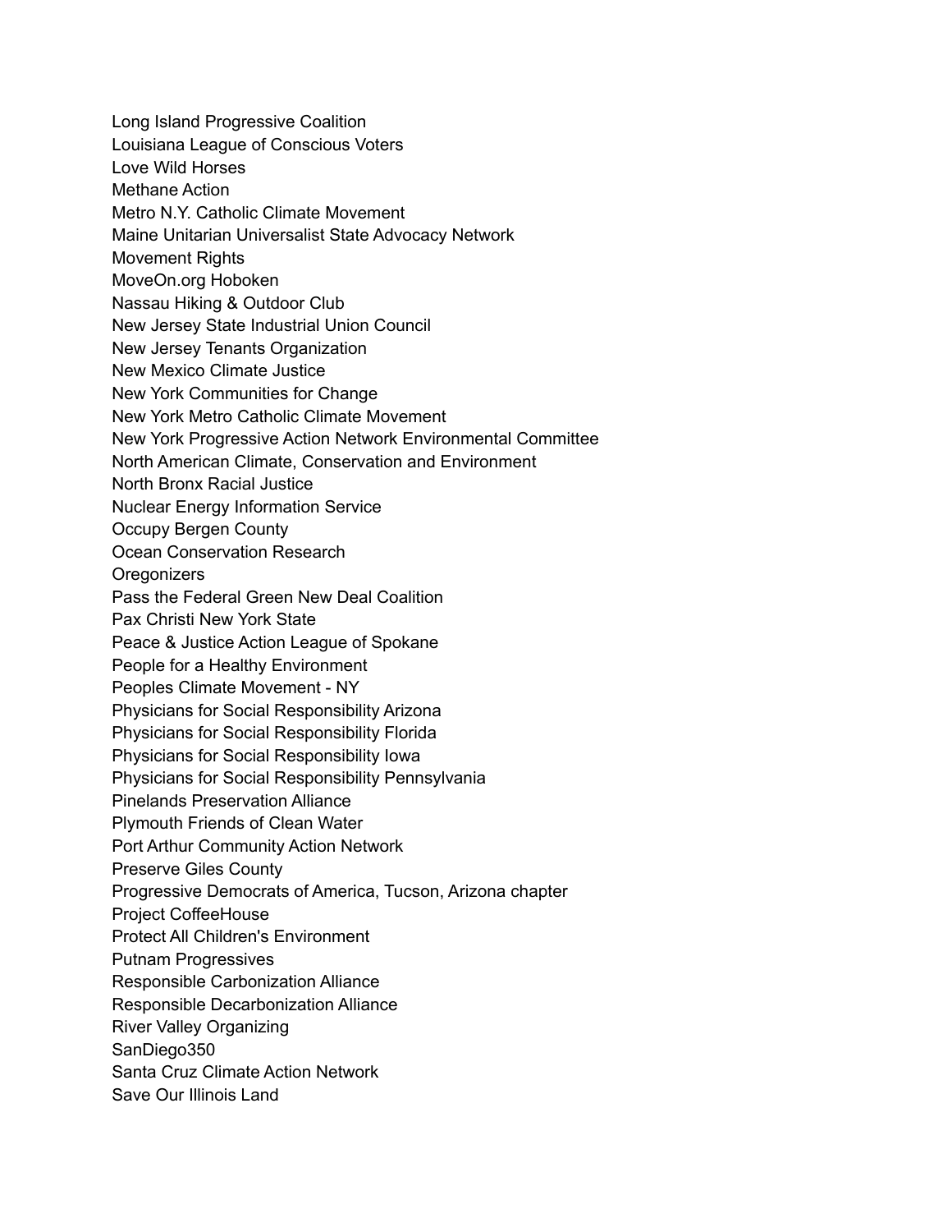Long Island Progressive Coalition
Louisiana League of Conscious Voters
Love Wild Horses
Methane Action
Metro N.Y. Catholic Climate Movement
Maine Unitarian Universalist State Advocacy Network
Movement Rights
MoveOn.org Hoboken
Nassau Hiking & Outdoor Club
New Jersey State Industrial Union Council
New Jersey Tenants Organization
New Mexico Climate Justice
New York Communities for Change
New York Metro Catholic Climate Movement
New York Progressive Action Network Environmental Committee
North American Climate, Conservation and Environment
North Bronx Racial Justice
Nuclear Energy Information Service
Occupy Bergen County
Ocean Conservation Research
Oregonizers
Pass the Federal Green New Deal Coalition
Pax Christi New York State
Peace & Justice Action League of Spokane
People for a Healthy Environment
Peoples Climate Movement - NY
Physicians for Social Responsibility Arizona
Physicians for Social Responsibility Florida
Physicians for Social Responsibility Iowa
Physicians for Social Responsibility Pennsylvania
Pinelands Preservation Alliance
Plymouth Friends of Clean Water
Port Arthur Community Action Network
Preserve Giles County
Progressive Democrats of America, Tucson, Arizona chapter
Project CoffeeHouse
Protect All Children's Environment
Putnam Progressives
Responsible Carbonization Alliance
Responsible Decarbonization Alliance
River Valley Organizing
SanDiego350
Santa Cruz Climate Action Network
Save Our Illinois Land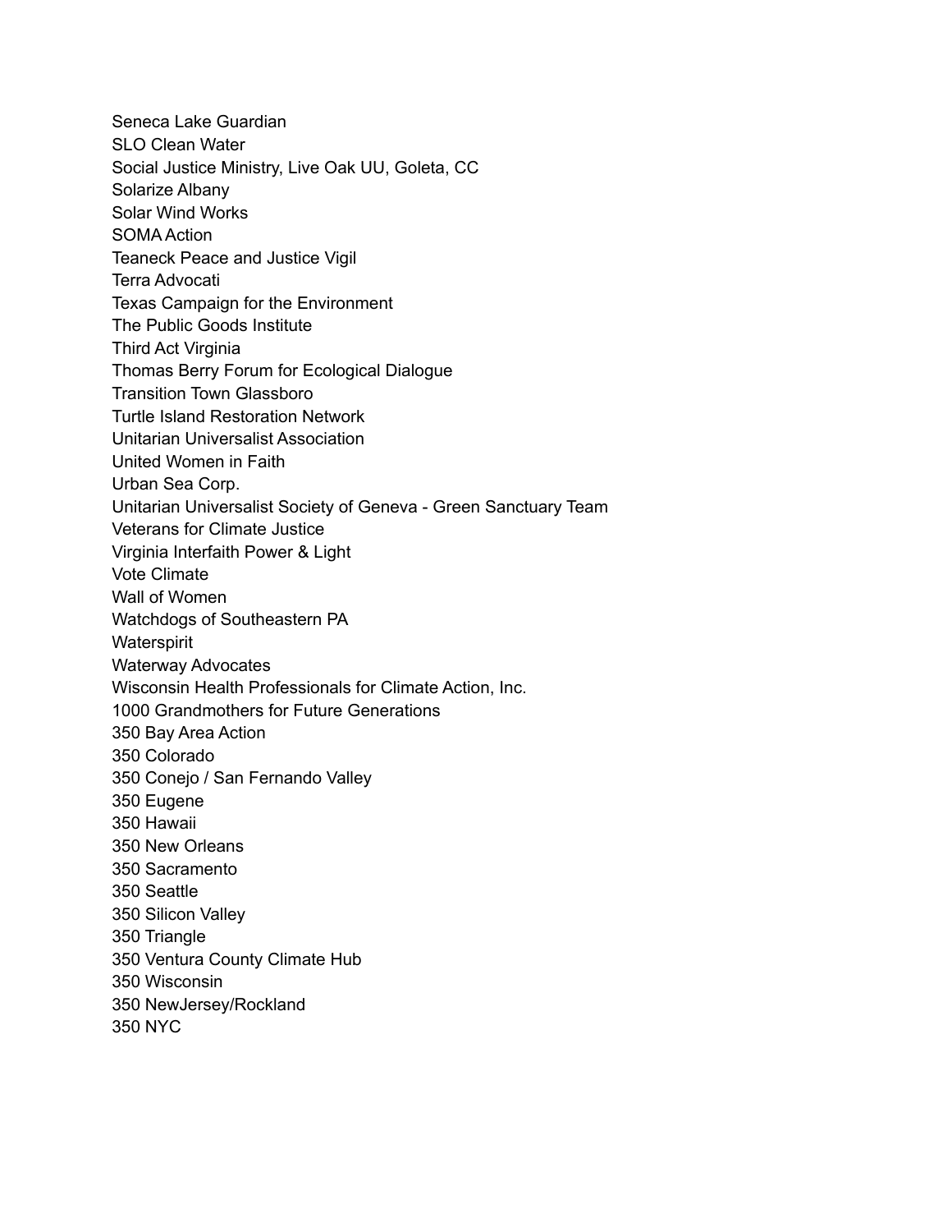Seneca Lake Guardian
SLO Clean Water
Social Justice Ministry, Live Oak UU, Goleta, CC
Solarize Albany
Solar Wind Works
SOMA Action
Teaneck Peace and Justice Vigil
Terra Advocati
Texas Campaign for the Environment
The Public Goods Institute
Third Act Virginia
Thomas Berry Forum for Ecological Dialogue
Transition Town Glassboro
Turtle Island Restoration Network
Unitarian Universalist Association
United Women in Faith
Urban Sea Corp.
Unitarian Universalist Society of Geneva - Green Sanctuary Team
Veterans for Climate Justice
Virginia Interfaith Power & Light
Vote Climate
Wall of Women
Watchdogs of Southeastern PA
Waterspirit
Waterway Advocates
Wisconsin Health Professionals for Climate Action, Inc.
1000 Grandmothers for Future Generations
350 Bay Area Action
350 Colorado
350 Conejo / San Fernando Valley
350 Eugene
350 Hawaii
350 New Orleans
350 Sacramento
350 Seattle
350 Silicon Valley
350 Triangle
350 Ventura County Climate Hub
350 Wisconsin
350 NewJersey/Rockland
350 NYC